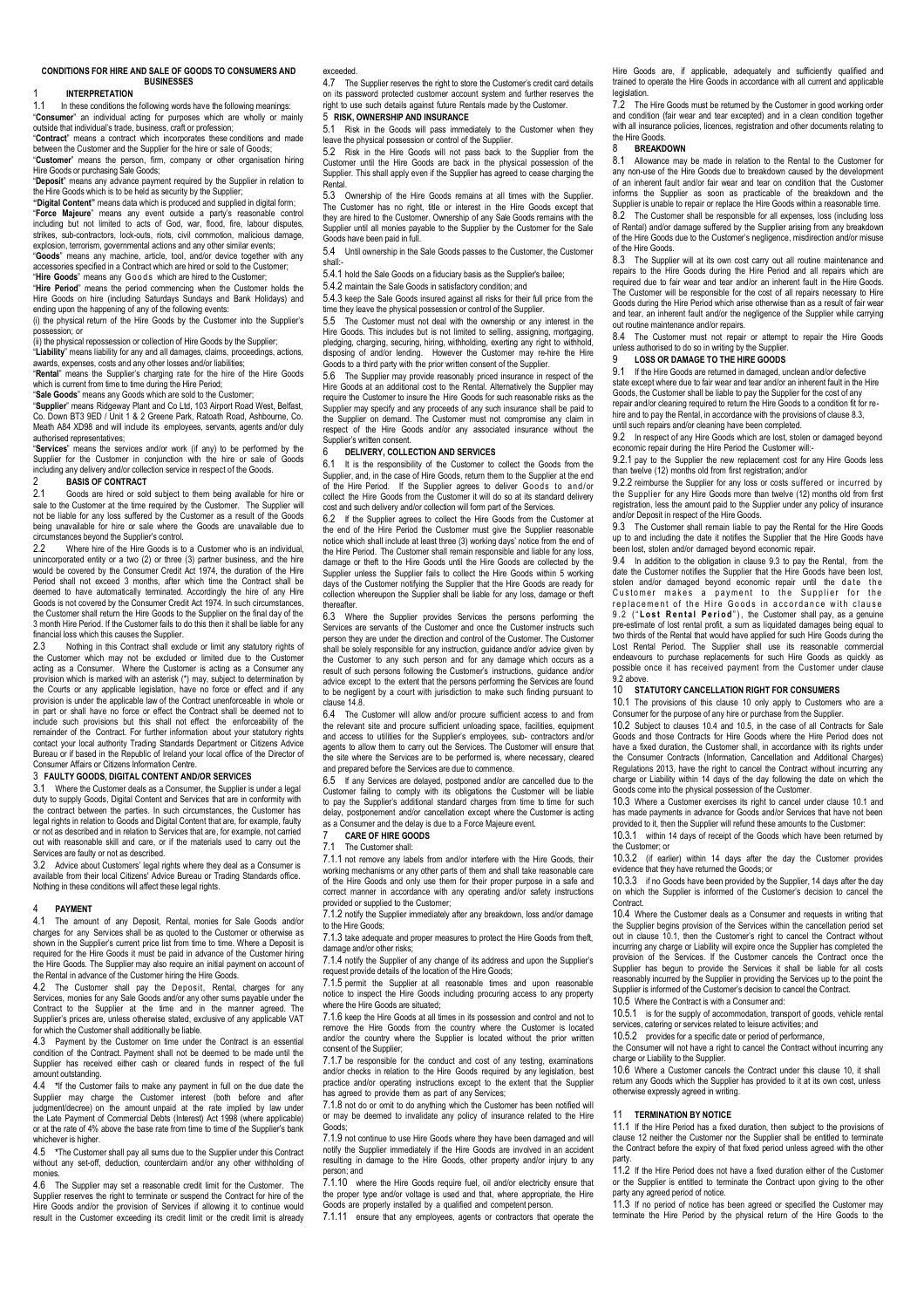# CONDITIONS FOR HIRE AND SALE OF GOODS TO CONSUMERS AND BUSINESSES

## 1 INTERPRETATION

1.1 In these conditions the following words have the following meanings:

"**Consumer**" an individual acting for purposes which are wholly or mainly outside that individual's trade, business, craft or profession;

"**Contract**" means a contract which incorporates these conditions and made between the Customer and the Supplier for the hire or sale of Goods;

"**Customer**" means the person, firm, company or other organisation hiring Hire Goods or purchasing Sale Goods;

"**Deposit**" means any advance payment required by the Supplier in relation to the Hire Goods which is to be held as security by the Supplier;

"**Digital Content**" means data which is produced and supplied in digital form;

"**Force Majeure**" means any event outside a party's reasonable control including but not limited to acts of God, war, flood, fire, labour disputes, strikes, sub-contractors, lock-outs, riots, civil commotion, malicious damage, explosion, terrorism, governmental actions and any other similar events;

"**Goods**" means any machine, article, tool, and/or device together with any accessories specified in a Contract which are hired or sold to the Customer;

"**Hire Goods**" means any Goods which are hired to the Customer;

"**Hire Period**" means the period commencing when the Customer holds the Hire Goods on hire (including Saturdays Sundays and Bank Holidays) and ending upon the happening of any of the following events:

(i) the physical return of the Hire Goods by the Customer into the Supplier's possession; or

(ii) the physical repossession or collection of Hire Goods by the Supplier;

"**Liability**" means liability for any and all damages, claims, proceedings, actions, awards, expenses, costs and any other losses and/or liabilities;

"**Rental**" means the Supplier's charging rate for the hire of the Hire Goods which is current from time to time during the Hire Period;

"**Sale Goods**" means any Goods which are sold to the Customer;

"**Supplier**" means Ridgeway Plant and Co Ltd, 103 Airport Road West, Belfast, Co. Down BT3 9ED / Unit 1 & 2 Greene Park, Ratoath Road, Ashbourne, Co. Meath A84 XD98 and will include its employees, servants, agents and/or duly authorised representatives;

"**Services**" means the services and/or work (if any) to be performed by the Supplier for the Customer in conjunction with the hire or sale of Goods including any delivery and/or collection service in respect of the Goods.

## 2 BASIS OF CONTRACT

2.1 Goods are hired or sold subject to them being available for hire or sale to the Customer at the time required by the Customer. The Supplier will not be liable for any loss suffered by the Customer as a result of the Goods being unavailable for hire or sale where the Goods are unavailable due to circumstances beyond the Supplier's control.

2.2 Where hire of the Hire Goods is to a Customer who is an individual, unincorporated entity or a two (2) or three (3) partner business, and the hire would be covered by the Consumer Credit Act 1974, the duration of the Hire Period shall not exceed 3 months, after which time the Contract shall be deemed to have automatically terminated. Accordingly the hire of any Hire Goods is not covered by the Consumer Credit Act 1974. In such circumstances, the Customer shall return the Hire Goods to the Supplier on the final day of the 3 month Hire Period. If the Customer fails to do this then it shall be liable for any financial loss which this causes the Supplier.

2.3 Nothing in this Contract shall exclude or limit any statutory rights of the Customer which may not be excluded or limited due to the Customer acting as a Consumer. Where the Customer is acting as a Consumer any provision which is marked with an asterisk (*) may, subject to determination by the Courts or any applicable legislation, have no force or effect and if any provision is under the applicable law of the Contract unenforceable in whole or in part or shall have no force or effect the Contract shall be deemed not to include such provisions but this shall not effect the enforceability of the remainder of the Contract. For further information about your statutory rights contact your local authority Trading Standards Department or Citizens Advice Bureau or if based in the Republic of Ireland your local office of the Director of Consumer Affairs or Citizens Information Centre.

## 3 FAULTY GOODS, DIGITAL CONTENT AND/OR SERVICES

3.1 Where the Customer deals as a Consumer, the Supplier is under a legal duty to supply Goods, Digital Content and Services that are in conformity with the contract between the parties. In such circumstances, the Customer has legal rights in relation to Goods and Digital Content that are, for example, faulty or not as described and in relation to Services that are, for example, not carried out with reasonable skill and care, or if the materials used to carry out the Services are faulty or not as described.

3.2 Advice about Customers' legal rights where they deal as a Consumer is available from their local Citizens' Advice Bureau or Trading Standards office. Nothing in these conditions will affect these legal rights.

## 4 PAYMENT

4.1 The amount of any Deposit, Rental, monies for Sale Goods and/or charges for any Services shall be as quoted to the Customer or otherwise as shown in the Supplier's current price list from time to time. Where a Deposit is required for the Hire Goods it must be paid in advance of the Customer hiring the Hire Goods. The Supplier may also require an initial payment on account of the Rental in advance of the Customer hiring the Hire Goods.

4.2 The Customer shall pay the Deposit, Rental, charges for any Services, monies for any Sale Goods and/or any other sums payable under the Contract to the Supplier at the time and in the manner agreed. The Supplier's prices are, unless otherwise stated, exclusive of any applicable VAT for which the Customer shall additionally be liable.

4.3 Payment by the Customer on time under the Contract is an essential condition of the Contract. Payment shall not be deemed to be made until the Supplier has received either cash or cleared funds in respect of the full amount outstanding.

4.4 *If the Customer fails to make any payment in full on the due date the Supplier may charge the Customer interest (both before and after judgment/decree) on the amount unpaid at the rate implied by law under the Late Payment of Commercial Debts (Interest) Act 1998 (where applicable) or at the rate of 4% above the base rate from time to time of the Supplier's bank whichever is higher.

4.5 *The Customer shall pay all sums due to the Supplier under this Contract without any set-off, deduction, counterclaim and/or any other withholding of monies.

4.6 The Supplier may set a reasonable credit limit for the Customer. The Supplier reserves the right to terminate or suspend the Contract for the hire of the Hire Goods and/or the provision of Services if allowing it to continue would result in the Customer exceeding its credit limit or the credit limit is already exceeded.

4.7 The Supplier reserves the right to store the Customer's credit card details on its password protected customer account system and further reserves the right to use such details against future Rentals made by the Customer.

## 5 RISK, OWNERSHIP AND INSURANCE

5.1 Risk in the Goods will pass immediately to the Customer when they leave the physical possession or control of the Supplier.

5.2 Risk in the Hire Goods will not pass back to the Supplier from the Customer until the Hire Goods are back in the physical possession of the Supplier. This shall apply even if the Supplier has agreed to cease charging the Rental.

5.3 Ownership of the Hire Goods remains at all times with the Supplier. The Customer has no right, title or interest in the Hire Goods except that they are hired to the Customer. Ownership of any Sale Goods remains with the Supplier until all monies payable to the Supplier by the Customer for the Sale Goods have been paid in full.

5.4 Until ownership in the Sale Goods passes to the Customer, the Customer shall:-

5.4.1 hold the Sale Goods on a fiduciary basis as the Supplier's bailee;

5.4.2 maintain the Sale Goods in satisfactory condition; and

5.4.3 keep the Sale Goods insured against all risks for their full price from the time they leave the physical possession or control of the Supplier.

5.5 The Customer must not deal with the ownership or any interest in the Hire Goods. This includes but is not limited to selling, assigning, mortgaging, pledging, charging, securing, hiring, withholding, exerting any right to withhold, disposing of and/or lending. However the Customer may re-hire the Hire Goods to a third party with the prior written consent of the Supplier.

5.6 The Supplier may provide reasonably priced insurance in respect of the Hire Goods at an additional cost to the Rental. Alternatively the Supplier may require the Customer to insure the Hire Goods for such reasonable risks as the Supplier may specify and any proceeds of any such insurance shall be paid to the Supplier on demand. The Customer must not compromise any claim in respect of the Hire Goods and/or any associated insurance without the Supplier's written consent.

## 6 DELIVERY, COLLECTION AND SERVICES

6.1 It is the responsibility of the Customer to collect the Goods from the Supplier, and, in the case of Hire Goods, return them to the Supplier at the end of the Hire Period. If the Supplier agrees to deliver Goods to and/or collect the Hire Goods from the Customer it will do so at its standard delivery cost and such delivery and/or collection will form part of the Services.

6.2 If the Supplier agrees to collect the Hire Goods from the Customer at the end of the Hire Period the Customer must give the Supplier reasonable notice which shall include at least three (3) working days' notice from the end of the Hire Period. The Customer shall remain responsible and liable for any loss, damage or theft to the Hire Goods until the Hire Goods are collected by the Supplier unless the Supplier fails to collect the Hire Goods within 5 working days of the Customer notifying the Supplier that the Hire Goods are ready for collection whereupon the Supplier shall be liable for any loss, damage or theft thereafter.

6.3 Where the Supplier provides Services the persons performing the Services are servants of the Customer and once the Customer instructs such person they are under the direction and control of the Customer. The Customer shall be solely responsible for any instruction, guidance and/or advice given by the Customer to any such person and for any damage which occurs as a result of such persons following the Customer's instructions, guidance and/or advice except to the extent that the persons performing the Services are found to be negligent by a court with jurisdiction to make such finding pursuant to clause 14.8.

6.4 The Customer will allow and/or procure sufficient access to and from the relevant site and procure sufficient unloading space, facilities, equipment and access to utilities for the Supplier's employees, sub- contractors and/or agents to allow them to carry out the Services. The Customer will ensure that the site where the Services are to be performed is, where necessary, cleared and prepared before the Services are due to commence.

6.5 If any Services are delayed, postponed and/or are cancelled due to the Customer failing to comply with its obligations the Customer will be liable to pay the Supplier's additional standard charges from time to time for such delay, postponement and/or cancellation except where the Customer is acting as a Consumer and the delay is due to a Force Majeure event.

## 7 CARE OF HIRE GOODS

7.1 The Customer shall:

7.1.1 not remove any labels from and/or interfere with the Hire Goods, their working mechanisms or any other parts of them and shall take reasonable care of the Hire Goods and only use them for their proper purpose in a safe and correct manner in accordance with any operating and/or safety instructions provided or supplied to the Customer;

7.1.2 notify the Supplier immediately after any breakdown, loss and/or damage to the Hire Goods;

7.1.3 take adequate and proper measures to protect the Hire Goods from theft, damage and/or other risks;

7.1.4 notify the Supplier of any change of its address and upon the Supplier's request provide details of the location of the Hire Goods;

7.1.5 permit the Supplier at all reasonable times and upon reasonable notice to inspect the Hire Goods including procuring access to any property where the Hire Goods are situated;

7.1.6 keep the Hire Goods at all times in its possession and control and not to remove the Hire Goods from the country where the Customer is located and/or the country where the Supplier is located without the prior written consent of the Supplier;

7.1.7 be responsible for the conduct and cost of any testing, examinations and/or checks in relation to the Hire Goods required by any legislation, best practice and/or operating instructions except to the extent that the Supplier has agreed to provide them as part of any Services;

7.1.8 not do or omit to do anything which the Customer has been notified will or may be deemed to invalidate any policy of insurance related to the Hire Goods;

7.1.9 not continue to use Hire Goods where they have been damaged and will notify the Supplier immediately if the Hire Goods are involved in an accident resulting in damage to the Hire Goods, other property and/or injury to any person; and

7.1.10 where the Hire Goods require fuel, oil and/or electricity ensure that the proper type and/or voltage is used and that, where appropriate, the Hire Goods are properly installed by a qualified and competent person.

7.1.11 ensure that any employees, agents or contractors that operate the Hire Goods are, if applicable, adequately and sufficiently qualified and trained to operate the Hire Goods in accordance with all current and applicable legislation.

7.2 The Hire Goods must be returned by the Customer in good working order and condition (fair wear and tear excepted) and in a clean condition together with all insurance policies, licences, registration and other documents relating to the Hire Goods.

## 8 BREAKDOWN

8.1 Allowance may be made in relation to the Rental to the Customer for any non-use of the Hire Goods due to breakdown caused by the development of an inherent fault and/or fair wear and tear on condition that the Customer informs the Supplier as soon as practicable of the breakdown and the Supplier is unable to repair or replace the Hire Goods within a reasonable time.

8.2 The Customer shall be responsible for all expenses, loss (including loss of Rental) and/or damage suffered by the Supplier arising from any breakdown of the Hire Goods due to the Customer's negligence, misdirection and/or misuse of the Hire Goods.

8.3 The Supplier will at its own cost carry out all routine maintenance and repairs to the Hire Goods during the Hire Period and all repairs which are required due to fair wear and tear and/or an inherent fault in the Hire Goods. The Customer will be responsible for the cost of all repairs necessary to Hire Goods during the Hire Period which arise otherwise than as a result of fair wear and tear, an inherent fault and/or the negligence of the Supplier while carrying out routine maintenance and/or repairs.

8.4 The Customer must not repair or attempt to repair the Hire Goods unless authorised to do so in writing by the Supplier.

## 9 LOSS OR DAMAGE TO THE HIRE GOODS

9.1 If the Hire Goods are returned in damaged, unclean and/or defective state except where due to fair wear and tear and/or an inherent fault in the Hire Goods, the Customer shall be liable to pay the Supplier for the cost of any repair and/or cleaning required to return the Hire Goods to a condition fit for re-hire and to pay the Rental, in accordance with the provisions of clause 8.3, until such repairs and/or cleaning have been completed.

9.2 In respect of any Hire Goods which are lost, stolen or damaged beyond economic repair during the Hire Period the Customer will:-

9.2.1 pay to the Supplier the new replacement cost for any Hire Goods less than twelve (12) months old from first registration; and/or

9.2.2 reimburse the Supplier for any loss or costs suffered or incurred by the Supplier for any Hire Goods more than twelve (12) months old from first registration, less the amount paid to the Supplier under any policy of insurance and/or Deposit in respect of the Hire Goods.

9.3 The Customer shall remain liable to pay the Rental for the Hire Goods up to and including the date it notifies the Supplier that the Hire Goods have been lost, stolen and/or damaged beyond economic repair.

9.4 In addition to the obligation in clause 9.3 to pay the Rental, from the date the Customer notifies the Supplier that the Hire Goods have been lost, stolen and/or damaged beyond economic repair until the date the Customer makes a payment to the Supplier for the replacement of the Hire Goods in accordance with clause 9.2 ("**Lost Rental Period**"), the Customer shall pay, as a genuine pre-estimate of lost rental profit, a sum as liquidated damages being equal to two thirds of the Rental that would have applied for such Hire Goods during the Lost Rental Period. The Supplier shall use its reasonable commercial endeavours to purchase replacements for such Hire Goods as quickly as possible once it has received payment from the Customer under clause 9.2 above.

## 10 STATUTORY CANCELLATION RIGHT FOR CONSUMERS

10.1 The provisions of this clause 10 only apply to Customers who are a Consumer for the purpose of any hire or purchase from the Supplier.

10.2 Subject to clauses 10.4 and 10.5, in the case of all Contracts for Sale Goods and those Contracts for Hire Goods where the Hire Period does not have a fixed duration, the Customer shall, in accordance with its rights under the Consumer Contracts (Information, Cancellation and Additional Charges) Regulations 2013, have the right to cancel the Contract without incurring any charge or Liability within 14 days of the day following the date on which the Goods come into the physical possession of the Customer.

10.3 Where a Customer exercises its right to cancel under clause 10.1 and has made payments in advance for Goods and/or Services that have not been provided to it, then the Supplier will refund these amounts to the Customer:

10.3.1 within 14 days of receipt of the Goods which have been returned by the Customer; or

10.3.2 (if earlier) within 14 days after the day the Customer provides evidence that they have returned the Goods; or

10.3.3 if no Goods have been provided by the Supplier, 14 days after the day on which the Supplier is informed of the Customer's decision to cancel the Contract.

10.4 Where the Customer deals as a Consumer and requests in writing that the Supplier begins provision of the Services within the cancellation period set out in clause 10.1, then the Customer's right to cancel the Contract without incurring any charge or Liability will expire once the Supplier has completed the provision of the Services. If the Customer cancels the Contract once the Supplier has begun to provide the Services it shall be liable for all costs reasonably incurred by the Supplier in providing the Services up to the point the Supplier is informed of the Customer's decision to cancel the Contract.

10.5 Where the Contract is with a Consumer and:

10.5.1 is for the supply of accommodation, transport of goods, vehicle rental services, catering or services related to leisure activities; and

10.5.2 provides for a specific date or period of performance,

the Consumer will not have a right to cancel the Contract without incurring any charge or Liability to the Supplier.

10.6 Where a Customer cancels the Contract under this clause 10, it shall return any Goods which the Supplier has provided to it at its own cost, unless otherwise expressly agreed in writing.

## 11 TERMINATION BY NOTICE

11.1 If the Hire Period has a fixed duration, then subject to the provisions of clause 12 neither the Customer nor the Supplier shall be entitled to terminate the Contract before the expiry of that fixed period unless agreed with the other party.

11.2 If the Hire Period does not have a fixed duration either of the Customer or the Supplier is entitled to terminate the Contract upon giving to the other party any agreed period of notice.

11.3 If no period of notice has been agreed or specified the Customer may terminate the Hire Period by the physical return of the Hire Goods to the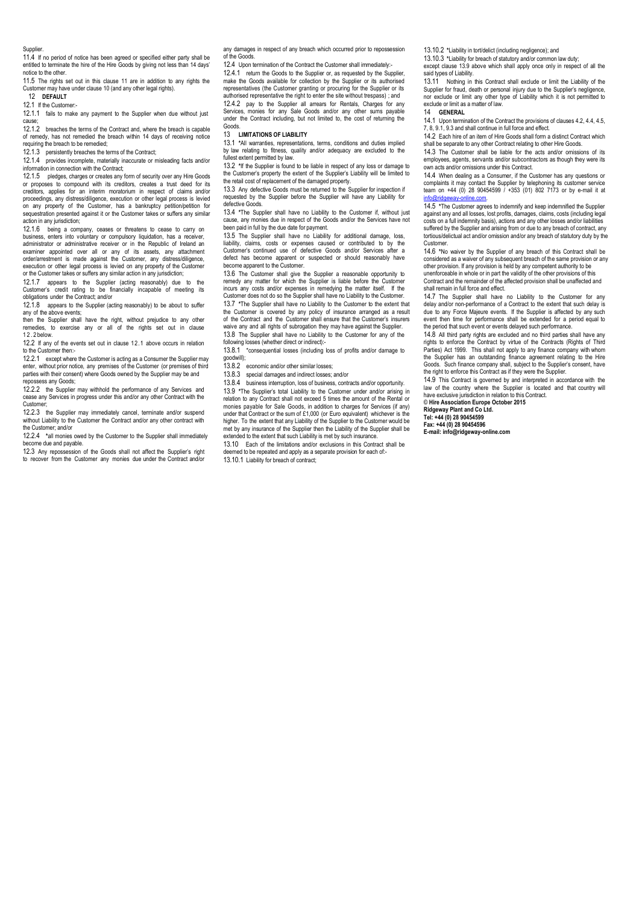Supplier.

11.4 If no period of notice has been agreed or specified either party shall be entitled to terminate the hire of the Hire Goods by giving not less than 14 days' notice to the other.

11.5 The rights set out in this clause 11 are in addition to any rights the Customer may have under clause 10 (and any other legal rights).

## 12 DEFAULT

12.1 If the Customer:-

12.1.1 fails to make any payment to the Supplier when due without just cause;

12.1.2 breaches the terms of the Contract and, where the breach is capable of remedy, has not remedied the breach within 14 days of receiving notice requiring the breach to be remedied;

12.1.3 persistently breaches the terms of the Contract;

12.1.4 provides incomplete, materially inaccurate or misleading facts and/or information in connection with the Contract;

12.1.5 pledges, charges or creates any form of security over any Hire Goods or proposes to compound with its creditors, creates a trust deed for its creditors, applies for an interim moratorium in respect of claims and/or proceedings, any distress/diligence, execution or other legal process is levied on any property of the Customer, has a bankruptcy petition/petition for sequestration presented against it or the Customer takes or suffers any similar action in any jurisdiction;

12.1.6 being a company, ceases or threatens to cease to carry on business, enters into voluntary or compulsory liquidation, has a receiver, administrator or administrative receiver or in the Republic of Ireland an examiner appointed over all or any of its assets, any attachment order/arrestment is made against the Customer, any distress/diligence, execution or other legal process is levied on any property of the Customer or the Customer takes or suffers any similar action in any jurisdiction;

12.1.7 appears to the Supplier (acting reasonably) due to the Customer's credit rating to be financially incapable of meeting its obligations under the Contract; and/or

12.1.8 appears to the Supplier (acting reasonably) to be about to suffer any of the above events;

then the Supplier shall have the right, without prejudice to any other remedies, to exercise any or all of the rights set out in clause 12.2 below.

12.2 If any of the events set out in clause 12.1 above occurs in relation to the Customer then:-

12.2.1 except where the Customer is acting as a Consumer the Supplier may enter, without prior notice, any premises of the Customer (or premises of third parties with their consent) where Goods owned by the Supplier may be and repossess any Goods;

12.2.2 the Supplier may withhold the performance of any Services and cease any Services in progress under this and/or any other Contract with the Customer;

12.2.3 the Supplier may immediately cancel, terminate and/or suspend without Liability to the Customer the Contract and/or any other contract with the Customer; and/or

12.2.4 *all monies owed by the Customer to the Supplier shall immediately become due and payable.

12.3 Any repossession of the Goods shall not affect the Supplier's right to recover from the Customer any monies due under the Contract and/or any damages in respect of any breach which occurred prior to repossession of the Goods.

12.4 Upon termination of the Contract the Customer shall immediately:-

12.4.1 return the Goods to the Supplier or, as requested by the Supplier, make the Goods available for collection by the Supplier or its authorised representatives (the Customer granting or procuring for the Supplier or its authorised representative the right to enter the site without trespass) ; and

12.4.2 pay to the Supplier all arrears for Rentals, Charges for any Services, monies for any Sale Goods and/or any other sums payable under the Contract including, but not limited to, the cost of returning the Goods.

## 13 LIMITATIONS OF LIABILITY

13.1 *All warranties, representations, terms, conditions and duties implied by law relating to fitness, quality and/or adequacy are excluded to the fullest extent permitted by law.

13.2 *If the Supplier is found to be liable in respect of any loss or damage to the Customer's property the extent of the Supplier's Liability will be limited to the retail cost of replacement of the damaged property.

13.3 Any defective Goods must be returned to the Supplier for inspection if requested by the Supplier before the Supplier will have any Liability for defective Goods.

13.4 *The Supplier shall have no Liability to the Customer if, without just cause, any monies due in respect of the Goods and/or the Services have not been paid in full by the due date for payment.

13.5 The Supplier shall have no Liability for additional damage, loss, liability, claims, costs or expenses caused or contributed to by the Customer's continued use of defective Goods and/or Services after a defect has become apparent or suspected or should reasonably have become apparent to the Customer.

13.6 The Customer shall give the Supplier a reasonable opportunity to remedy any matter for which the Supplier is liable before the Customer incurs any costs and/or expenses in remedying the matter itself. If the Customer does not do so the Supplier shall have no Liability to the Customer.

13.7 *The Supplier shall have no Liability to the Customer to the extent that the Customer is covered by any policy of insurance arranged as a result of the Contract and the Customer shall ensure that the Customer's insurers waive any and all rights of subrogation they may have against the Supplier.

13.8 The Supplier shall have no Liability to the Customer for any of the following losses (whether direct or indirect):-

13.8.1 *consequential losses (including loss of profits and/or damage to goodwill);

13.8.2 economic and/or other similar losses;

13.8.3 special damages and indirect losses; and/or

13.8.4 business interruption, loss of business, contracts and/or opportunity.

13.9 *The Supplier's total Liability to the Customer under and/or arising in relation to any Contract shall not exceed 5 times the amount of the Rental or monies payable for Sale Goods, in addition to charges for Services (if any) under that Contract or the sum of £1,000 (or Euro equivalent) whichever is the higher. To the extent that any Liability of the Supplier to the Customer would be met by any insurance of the Supplier then the Liability of the Supplier shall be extended to the extent that such Liability is met by such insurance.

13.10 Each of the limitations and/or exclusions in this Contract shall be deemed to be repeated and apply as a separate provision for each of:-

13.10.1 Liability for breach of contract;

13.10.2 *Liability in tort/delict (including negligence); and

13.10.3 *Liability for breach of statutory and/or common law duty;

except clause 13.9 above which shall apply once only in respect of all the said types of Liability.

13.11 Nothing in this Contract shall exclude or limit the Liability of the Supplier for fraud, death or personal injury due to the Supplier's negligence, nor exclude or limit any other type of Liability which it is not permitted to exclude or limit as a matter of law.

## 14 GENERAL

14.1 Upon termination of the Contract the provisions of clauses 4.2, 4.4, 4.5, 7, 8, 9.1, 9.3 and shall continue in full force and effect.

14.2 Each hire of an item of Hire Goods shall form a distinct Contract which shall be separate to any other Contract relating to other Hire Goods.

14.3 The Customer shall be liable for the acts and/or omissions of its employees, agents, servants and/or subcontractors as though they were its own acts and/or omissions under this Contract.

14.4 When dealing as a Consumer, if the Customer has any questions or complaints it may contact the Supplier by telephoning its customer service team on +44 (0) 28 90454599 / +353 (01) 802 7173 or by e-mail it at info@ridgeway-online.com.

14.5 *The Customer agrees to indemnify and keep indemnified the Supplier against any and all losses, lost profits, damages, claims, costs (including legal costs on a full indemnity basis), actions and any other losses and/or liabilities suffered by the Supplier and arising from or due to any breach of contract, any tortious/delictual act and/or omission and/or any breach of statutory duty by the Customer.

14.6 *No waiver by the Supplier of any breach of this Contract shall be considered as a waiver of any subsequent breach of the same provision or any other provision. If any provision is held by any competent authority to be unenforceable in whole or in part the validity of the other provisions of this Contract and the remainder of the affected provision shall be unaffected and shall remain in full force and effect.

14.7 The Supplier shall have no Liability to the Customer for any delay and/or non-performance of a Contract to the extent that such delay is due to any Force Majeure events. If the Supplier is affected by any such event then time for performance shall be extended for a period equal to the period that such event or events delayed such performance.

14.8 All third party rights are excluded and no third parties shall have any rights to enforce the Contract by virtue of the Contracts (Rights of Third Parties) Act 1999. This shall not apply to any finance company with whom the Supplier has an outstanding finance agreement relating to the Hire Goods. Such finance company shall, subject to the Supplier's consent, have the right to enforce this Contract as if they were the Supplier.

14.9 This Contract is governed by and interpreted in accordance with the law of the country where the Supplier is located and that country will have exclusive jurisdiction in relation to this Contract.

**© Hire Association Europe October 2015**

**Ridgeway Plant and Co Ltd.**

**Tel: +44 (0) 28 90454599**

**Fax: +44 (0) 28 90454596**

**E-mail: info@ridgeway-online.com**